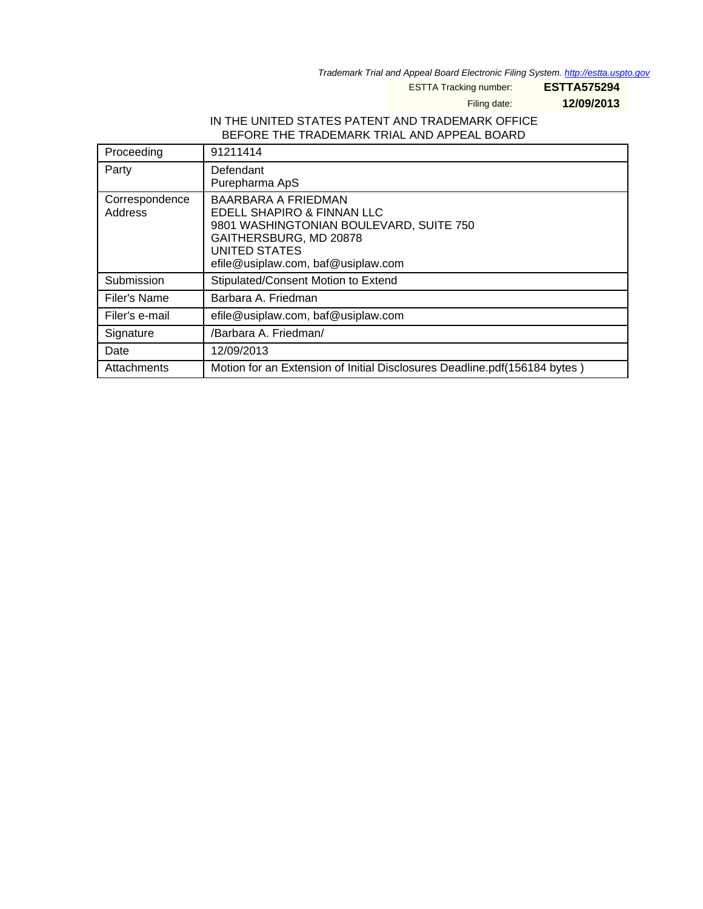*Trademark Trial and Appeal Board Electronic Filing System. http://estta.uspto.gov*

ESTTA Tracking number: **ESTTA575294**

Filing date: **12/09/2013**

IN THE UNITED STATES PATENT AND TRADEMARK OFFICE
BEFORE THE TRADEMARK TRIAL AND APPEAL BOARD

| | |
|---|---|
| Proceeding | 91211414 |
| Party | Defendant<br>Purepharma ApS |
| Correspondence Address | BAARBARA A FRIEDMAN<br>EDELL SHAPIRO & FINNAN LLC<br>9801 WASHINGTONIAN BOULEVARD, SUITE 750<br>GAITHERSBURG, MD 20878<br>UNITED STATES<br>efile@usiplaw.com, baf@usiplaw.com |
| Submission | Stipulated/Consent Motion to Extend |
| Filer's Name | Barbara A. Friedman |
| Filer's e-mail | efile@usiplaw.com, baf@usiplaw.com |
| Signature | /Barbara A. Friedman/ |
| Date | 12/09/2013 |
| Attachments | Motion for an Extension of Initial Disclosures Deadline.pdf(156184 bytes ) |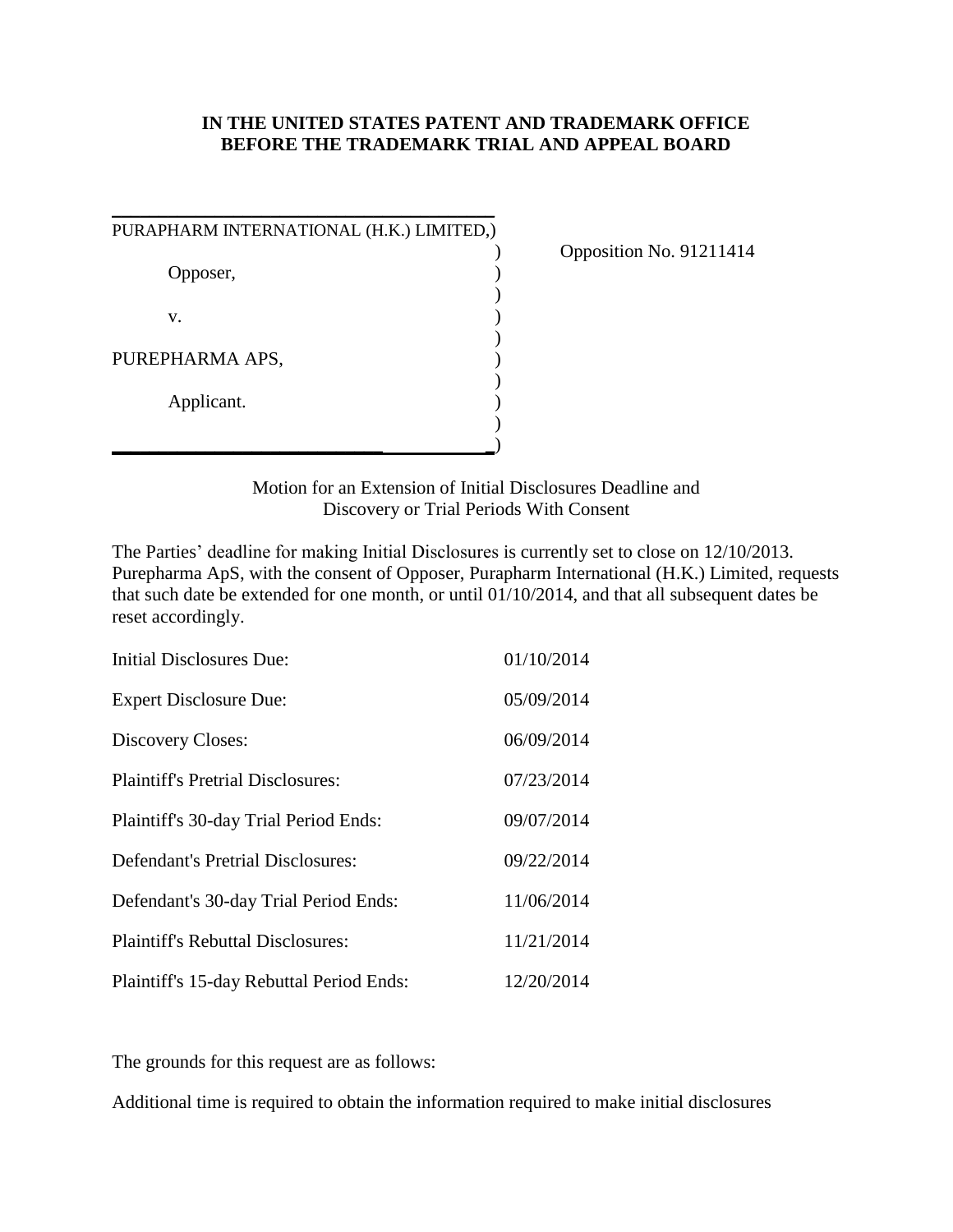**IN THE UNITED STATES PATENT AND TRADEMARK OFFICE**
**BEFORE THE TRADEMARK TRIAL AND APPEAL BOARD**

PURAPHARM INTERNATIONAL (H.K.) LIMITED,)
)
Opposer, )
)
v. )
)
PUREPHARMA APS, )
)
Applicant. )
)

Opposition No. 91211414

Motion for an Extension of Initial Disclosures Deadline and Discovery or Trial Periods With Consent

The Parties' deadline for making Initial Disclosures is currently set to close on 12/10/2013. Purepharma ApS, with the consent of Opposer, Purapharm International (H.K.) Limited, requests that such date be extended for one month, or until 01/10/2014, and that all subsequent dates be reset accordingly.

| | |
|---|---|
| Initial Disclosures Due: | 01/10/2014 |
| Expert Disclosure Due: | 05/09/2014 |
| Discovery Closes: | 06/09/2014 |
| Plaintiff's Pretrial Disclosures: | 07/23/2014 |
| Plaintiff's 30-day Trial Period Ends: | 09/07/2014 |
| Defendant's Pretrial Disclosures: | 09/22/2014 |
| Defendant's 30-day Trial Period Ends: | 11/06/2014 |
| Plaintiff's Rebuttal Disclosures: | 11/21/2014 |
| Plaintiff's 15-day Rebuttal Period Ends: | 12/20/2014 |

The grounds for this request are as follows:

Additional time is required to obtain the information required to make initial disclosures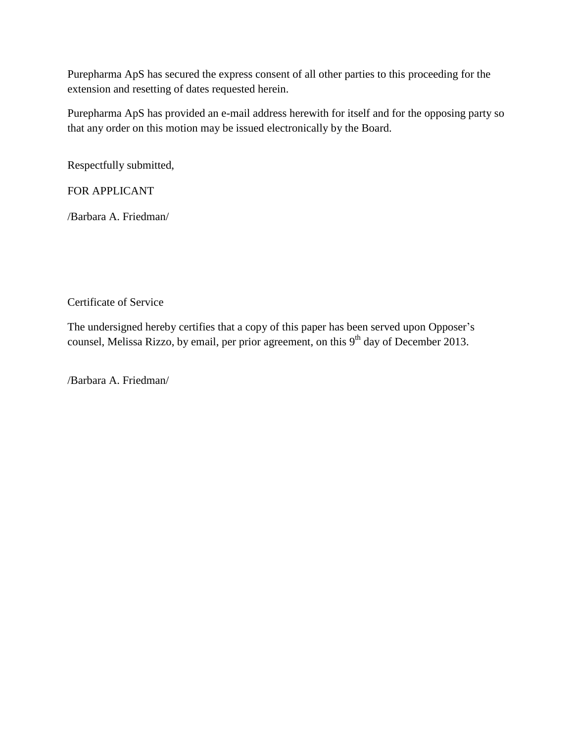Purepharma ApS has secured the express consent of all other parties to this proceeding for the extension and resetting of dates requested herein.

Purepharma ApS has provided an e-mail address herewith for itself and for the opposing party so that any order on this motion may be issued electronically by the Board.

Respectfully submitted,

FOR APPLICANT

/Barbara A. Friedman/

Certificate of Service

The undersigned hereby certifies that a copy of this paper has been served upon Opposer's counsel, Melissa Rizzo, by email, per prior agreement, on this 9th day of December 2013.

/Barbara A. Friedman/